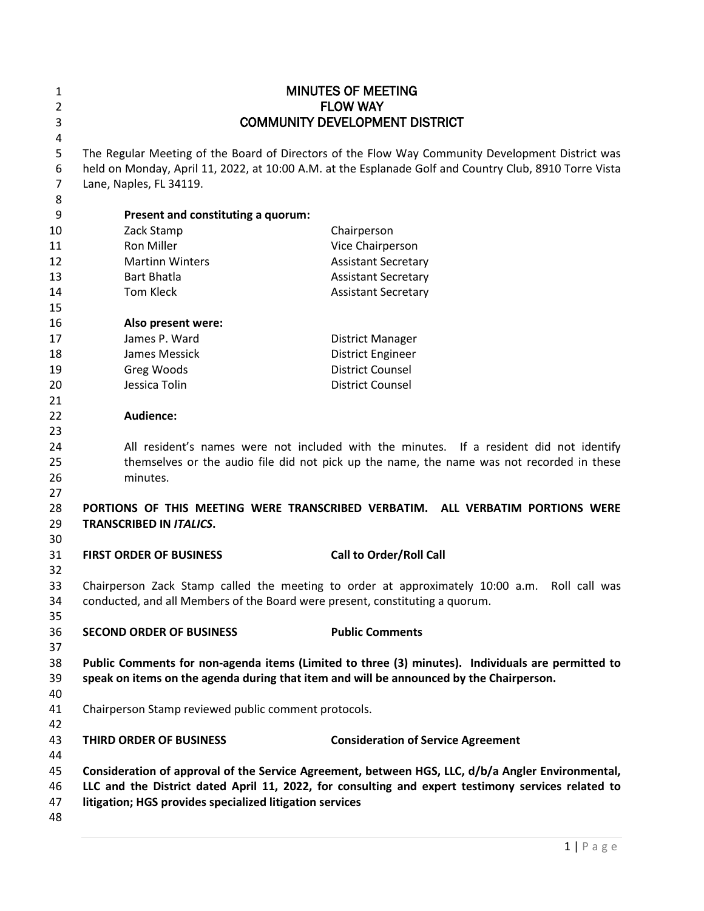# MINUTES OF MEETING
# FLOW WAY
# COMMUNITY DEVELOPMENT DISTRICT

The Regular Meeting of the Board of Directors of the Flow Way Community Development District was held on Monday, April 11, 2022, at 10:00 A.M. at the Esplanade Golf and Country Club, 8910 Torre Vista Lane, Naples, FL 34119.

**Present and constituting a quorum:**

| | |
|---|---|
| Zack Stamp | Chairperson |
| Ron Miller | Vice Chairperson |
| Martinn Winters | Assistant Secretary |
| Bart Bhatla | Assistant Secretary |
| Tom Kleck | Assistant Secretary |

**Also present were:**

| | |
|---|---|
| James P. Ward | District Manager |
| James Messick | District Engineer |
| Greg Woods | District Counsel |
| Jessica Tolin | District Counsel |

**Audience:**

All resident's names were not included with the minutes. If a resident did not identify themselves or the audio file did not pick up the name, the name was not recorded in these minutes.

**PORTIONS OF THIS MEETING WERE TRANSCRIBED VERBATIM. ALL VERBATIM PORTIONS WERE TRANSCRIBED IN *ITALICS*.**

**FIRST ORDER OF BUSINESS** **Call to Order/Roll Call**

Chairperson Zack Stamp called the meeting to order at approximately 10:00 a.m. Roll call was conducted, and all Members of the Board were present, constituting a quorum.

**SECOND ORDER OF BUSINESS** **Public Comments**

**Public Comments for non-agenda items (Limited to three (3) minutes). Individuals are permitted to speak on items on the agenda during that item and will be announced by the Chairperson.**

Chairperson Stamp reviewed public comment protocols.

**THIRD ORDER OF BUSINESS** **Consideration of Service Agreement**

**Consideration of approval of the Service Agreement, between HGS, LLC, d/b/a Angler Environmental, LLC and the District dated April 11, 2022, for consulting and expert testimony services related to litigation; HGS provides specialized litigation services**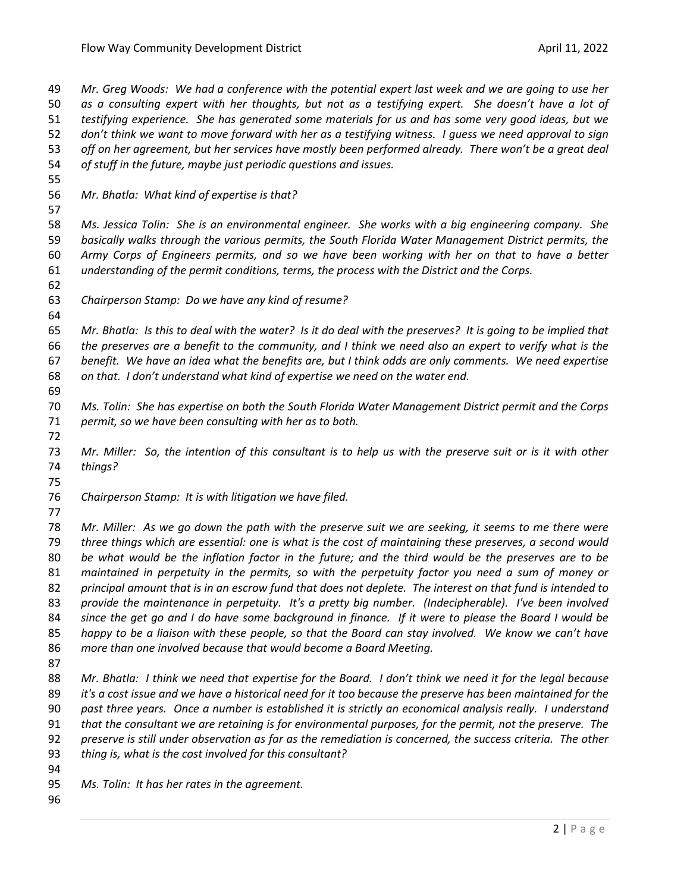*Mr. Greg Woods: We had a conference with the potential expert last week and we are going to use her as a consulting expert with her thoughts, but not as a testifying expert. She doesn't have a lot of testifying experience. She has generated some materials for us and has some very good ideas, but we don't think we want to move forward with her as a testifying witness. I guess we need approval to sign off on her agreement, but her services have mostly been performed already. There won't be a great deal of stuff in the future, maybe just periodic questions and issues.*

*Mr. Bhatla: What kind of expertise is that?*

*Ms. Jessica Tolin: She is an environmental engineer. She works with a big engineering company. She basically walks through the various permits, the South Florida Water Management District permits, the Army Corps of Engineers permits, and so we have been working with her on that to have a better understanding of the permit conditions, terms, the process with the District and the Corps.*

*Chairperson Stamp: Do we have any kind of resume?*

*Mr. Bhatla: Is this to deal with the water? Is it do deal with the preserves? It is going to be implied that the preserves are a benefit to the community, and I think we need also an expert to verify what is the benefit. We have an idea what the benefits are, but I think odds are only comments. We need expertise on that. I don't understand what kind of expertise we need on the water end.*

*Ms. Tolin: She has expertise on both the South Florida Water Management District permit and the Corps permit, so we have been consulting with her as to both.*

*Mr. Miller: So, the intention of this consultant is to help us with the preserve suit or is it with other things?*

*Chairperson Stamp: It is with litigation we have filed.*

*Mr. Miller: As we go down the path with the preserve suit we are seeking, it seems to me there were three things which are essential: one is what is the cost of maintaining these preserves, a second would be what would be the inflation factor in the future; and the third would be the preserves are to be maintained in perpetuity in the permits, so with the perpetuity factor you need a sum of money or principal amount that is in an escrow fund that does not deplete. The interest on that fund is intended to provide the maintenance in perpetuity. It's a pretty big number. (Indecipherable). I've been involved since the get go and I do have some background in finance. If it were to please the Board I would be happy to be a liaison with these people, so that the Board can stay involved. We know we can't have more than one involved because that would become a Board Meeting.*

*Mr. Bhatla: I think we need that expertise for the Board. I don't think we need it for the legal because it's a cost issue and we have a historical need for it too because the preserve has been maintained for the past three years. Once a number is established it is strictly an economical analysis really. I understand that the consultant we are retaining is for environmental purposes, for the permit, not the preserve. The preserve is still under observation as far as the remediation is concerned, the success criteria. The other thing is, what is the cost involved for this consultant?*

*Ms. Tolin: It has her rates in the agreement.*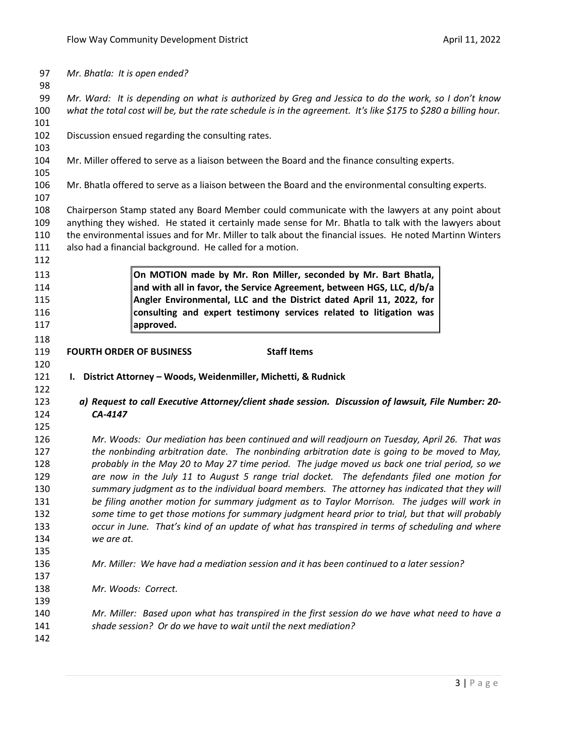*Mr. Bhatla: It is open ended?*

*Mr. Ward: It is depending on what is authorized by Greg and Jessica to do the work, so I don't know what the total cost will be, but the rate schedule is in the agreement. It's like $175 to $280 a billing hour.*

Discussion ensued regarding the consulting rates.

Mr. Miller offered to serve as a liaison between the Board and the finance consulting experts.

Mr. Bhatla offered to serve as a liaison between the Board and the environmental consulting experts.

Chairperson Stamp stated any Board Member could communicate with the lawyers at any point about anything they wished. He stated it certainly made sense for Mr. Bhatla to talk with the lawyers about the environmental issues and for Mr. Miller to talk about the financial issues. He noted Martinn Winters also had a financial background. He called for a motion.

> **On MOTION made by Mr. Ron Miller, seconded by Mr. Bart Bhatla, and with all in favor, the Service Agreement, between HGS, LLC, d/b/a Angler Environmental, LLC and the District dated April 11, 2022, for consulting and expert testimony services related to litigation was approved.**

**FOURTH ORDER OF BUSINESS** **Staff Items**

**I. District Attorney – Woods, Weidenmiller, Michetti, & Rudnick**

***a) Request to call Executive Attorney/client shade session. Discussion of lawsuit, File Number: 20-CA-4147***

*Mr. Woods: Our mediation has been continued and will readjourn on Tuesday, April 26. That was the nonbinding arbitration date. The nonbinding arbitration date is going to be moved to May, probably in the May 20 to May 27 time period. The judge moved us back one trial period, so we are now in the July 11 to August 5 range trial docket. The defendants filed one motion for summary judgment as to the individual board members. The attorney has indicated that they will be filing another motion for summary judgment as to Taylor Morrison. The judges will work in some time to get those motions for summary judgment heard prior to trial, but that will probably occur in June. That's kind of an update of what has transpired in terms of scheduling and where we are at.*

*Mr. Miller: We have had a mediation session and it has been continued to a later session?*

*Mr. Woods: Correct.*

*Mr. Miller: Based upon what has transpired in the first session do we have what need to have a shade session? Or do we have to wait until the next mediation?*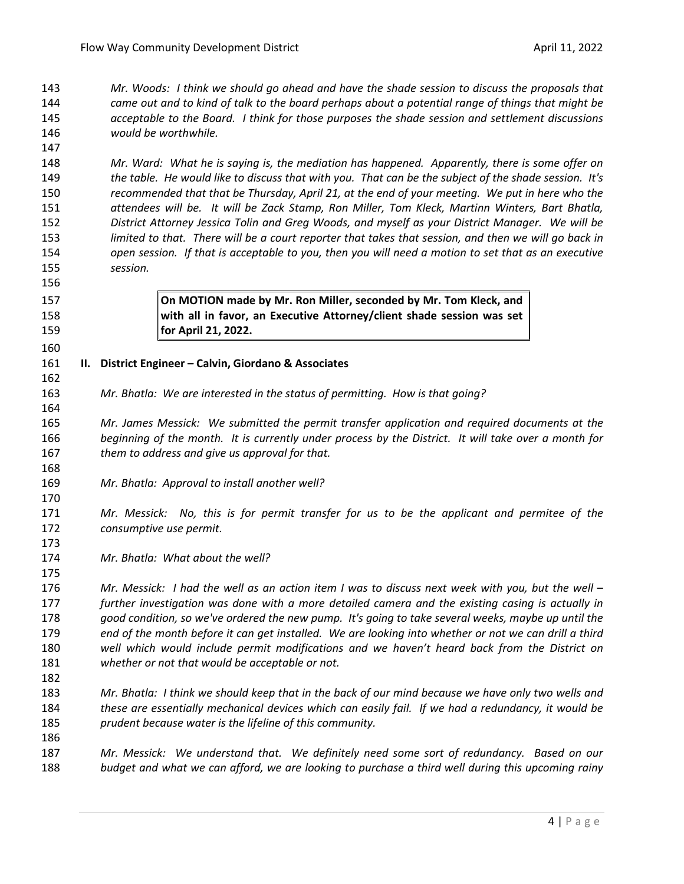*Mr. Woods: I think we should go ahead and have the shade session to discuss the proposals that came out and to kind of talk to the board perhaps about a potential range of things that might be acceptable to the Board. I think for those purposes the shade session and settlement discussions would be worthwhile.*

*Mr. Ward: What he is saying is, the mediation has happened. Apparently, there is some offer on the table. He would like to discuss that with you. That can be the subject of the shade session. It's recommended that that be Thursday, April 21, at the end of your meeting. We put in here who the attendees will be. It will be Zack Stamp, Ron Miller, Tom Kleck, Martinn Winters, Bart Bhatla, District Attorney Jessica Tolin and Greg Woods, and myself as your District Manager. We will be limited to that. There will be a court reporter that takes that session, and then we will go back in open session. If that is acceptable to you, then you will need a motion to set that as an executive session.*

> **On MOTION made by Mr. Ron Miller, seconded by Mr. Tom Kleck, and with all in favor, an Executive Attorney/client shade session was set for April 21, 2022.**

**II. District Engineer – Calvin, Giordano & Associates**

*Mr. Bhatla: We are interested in the status of permitting. How is that going?*

*Mr. James Messick: We submitted the permit transfer application and required documents at the beginning of the month. It is currently under process by the District. It will take over a month for them to address and give us approval for that.*

*Mr. Bhatla: Approval to install another well?*

*Mr. Messick: No, this is for permit transfer for us to be the applicant and permitee of the consumptive use permit.*

*Mr. Bhatla: What about the well?*

*Mr. Messick: I had the well as an action item I was to discuss next week with you, but the well – further investigation was done with a more detailed camera and the existing casing is actually in good condition, so we've ordered the new pump. It's going to take several weeks, maybe up until the end of the month before it can get installed. We are looking into whether or not we can drill a third well which would include permit modifications and we haven't heard back from the District on whether or not that would be acceptable or not.*

*Mr. Bhatla: I think we should keep that in the back of our mind because we have only two wells and these are essentially mechanical devices which can easily fail. If we had a redundancy, it would be prudent because water is the lifeline of this community.*

*Mr. Messick: We understand that. We definitely need some sort of redundancy. Based on our budget and what we can afford, we are looking to purchase a third well during this upcoming rainy*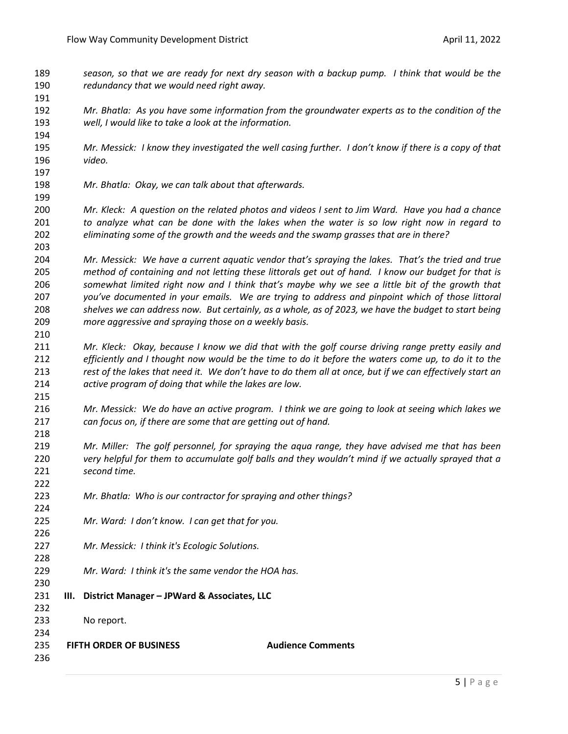*season, so that we are ready for next dry season with a backup pump. I think that would be the redundancy that we would need right away.*

*Mr. Bhatla: As you have some information from the groundwater experts as to the condition of the well, I would like to take a look at the information.*

*Mr. Messick: I know they investigated the well casing further. I don't know if there is a copy of that video.*

*Mr. Bhatla: Okay, we can talk about that afterwards.*

*Mr. Kleck: A question on the related photos and videos I sent to Jim Ward. Have you had a chance to analyze what can be done with the lakes when the water is so low right now in regard to eliminating some of the growth and the weeds and the swamp grasses that are in there?*

*Mr. Messick: We have a current aquatic vendor that's spraying the lakes. That's the tried and true method of containing and not letting these littorals get out of hand. I know our budget for that is somewhat limited right now and I think that's maybe why we see a little bit of the growth that you've documented in your emails. We are trying to address and pinpoint which of those littoral shelves we can address now. But certainly, as a whole, as of 2023, we have the budget to start being more aggressive and spraying those on a weekly basis.*

*Mr. Kleck: Okay, because I know we did that with the golf course driving range pretty easily and efficiently and I thought now would be the time to do it before the waters come up, to do it to the rest of the lakes that need it. We don't have to do them all at once, but if we can effectively start an active program of doing that while the lakes are low.*

*Mr. Messick: We do have an active program. I think we are going to look at seeing which lakes we can focus on, if there are some that are getting out of hand.*

*Mr. Miller: The golf personnel, for spraying the aqua range, they have advised me that has been very helpful for them to accumulate golf balls and they wouldn't mind if we actually sprayed that a second time.*

*Mr. Bhatla: Who is our contractor for spraying and other things?*

*Mr. Ward: I don't know. I can get that for you.*

*Mr. Messick: I think it's Ecologic Solutions.*

*Mr. Ward: I think it's the same vendor the HOA has.*

**III. District Manager – JPWard & Associates, LLC**

No report.

**FIFTH ORDER OF BUSINESS** **Audience Comments**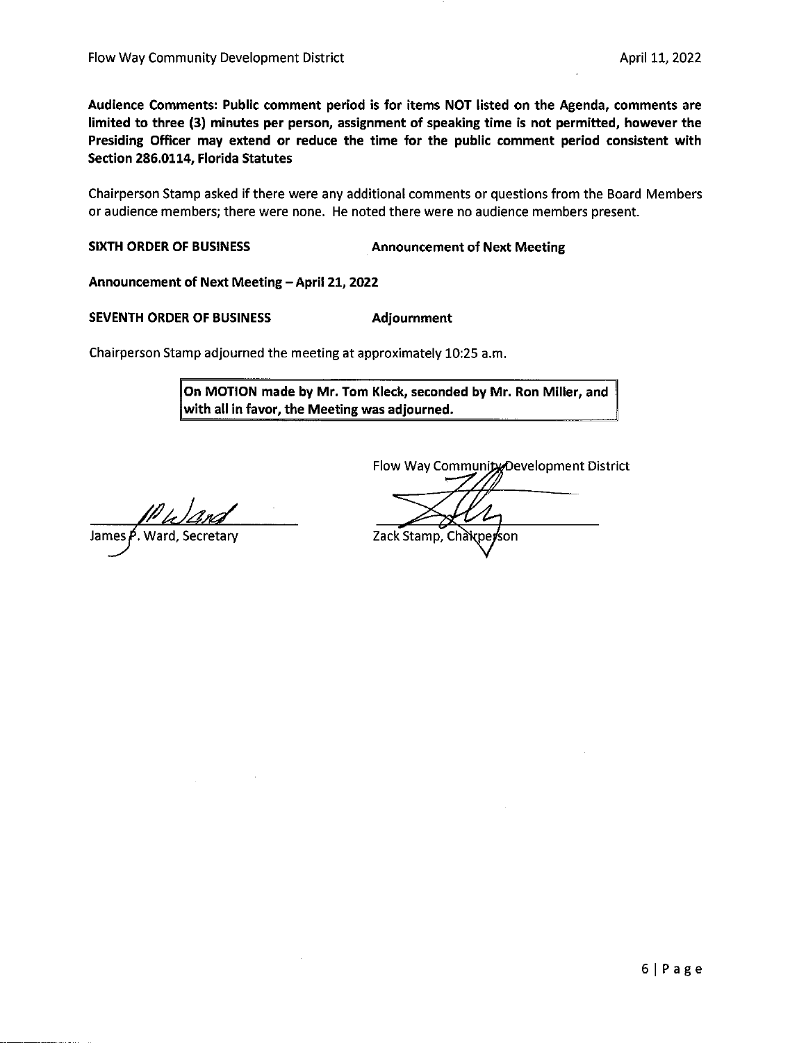**Audience Comments: Public comment period is for items NOT listed on the Agenda, comments are limited to three (3) minutes per person, assignment of speaking time is not permitted, however the Presiding Officer may extend or reduce the time for the public comment period consistent with Section 286.0114, Florida Statutes**

Chairperson Stamp asked if there were any additional comments or questions from the Board Members or audience members; there were none. He noted there were no audience members present.

**SIXTH ORDER OF BUSINESS** **Announcement of Next Meeting**

**Announcement of Next Meeting – April 21, 2022**

**SEVENTH ORDER OF BUSINESS** **Adjournment**

Chairperson Stamp adjourned the meeting at approximately 10:25 a.m.

> **On MOTION made by Mr. Tom Kleck, seconded by Mr. Ron Miller, and with all in favor, the Meeting was adjourned.**

Flow Way Community Development District

James P. Ward, Secretary

Zack Stamp, Chairperson